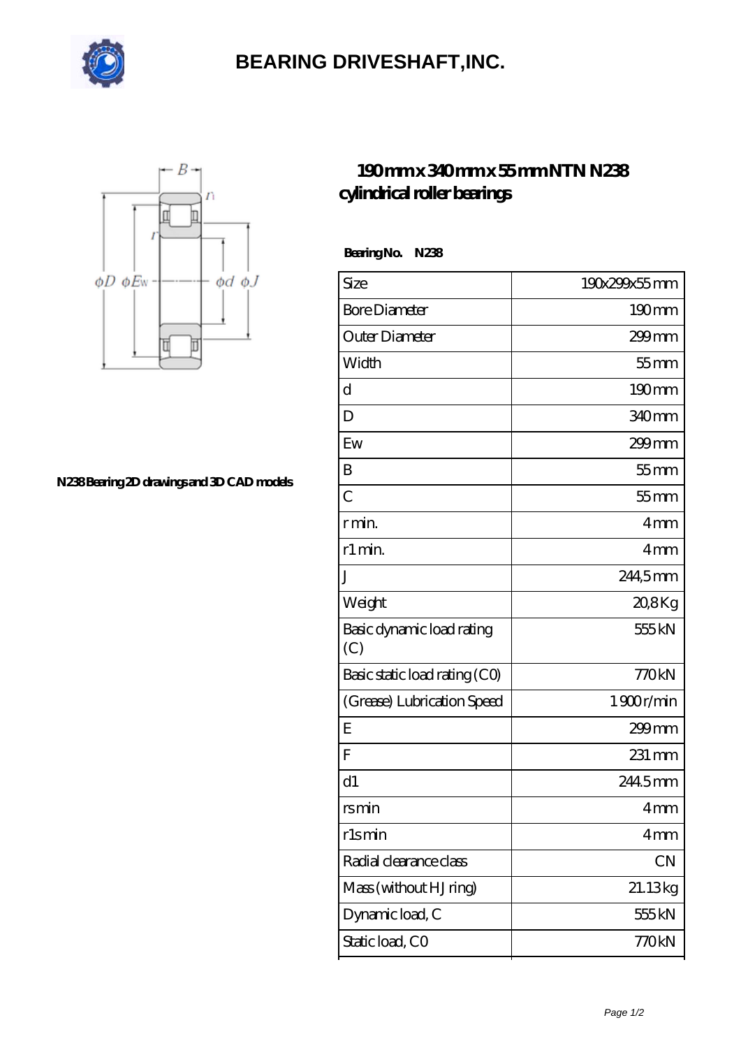# BEARING DRIVESHAFT,INC.

## 190 mm x 340 mm x 55 mm NTN N238 cylindrical roller bearings

N238 Bearing 2D drawings and 3D CAD models

**Bearing No. N238**

| Size | 190x299x55 mm |
|---|---|
| Bore Diameter | 190 mm |
| Outer Diameter | 299 mm |
| Width | 55 mm |
| d | 190 mm |
| D | 340 mm |
| Ew | 299 mm |
| B | 55 mm |
| C | 55 mm |
| r min. | 4 mm |
| r1 min. | 4 mm |
| J | 244,5 mm |
| Weight | 20,8 Kg |
| Basic dynamic load rating (C) | 555 kN |
| Basic static load rating (C0) | 770 kN |
| (Grease) Lubrication Speed | 1 900 r/min |
| E | 299 mm |
| F | 231 mm |
| d1 | 244.5 mm |
| rs min | 4 mm |
| r1s min | 4 mm |
| Radial clearance class | CN |
| Mass (without HJ ring) | 21.13 kg |
| Dynamic load, C | 555 kN |
| Static load, C0 | 770 kN |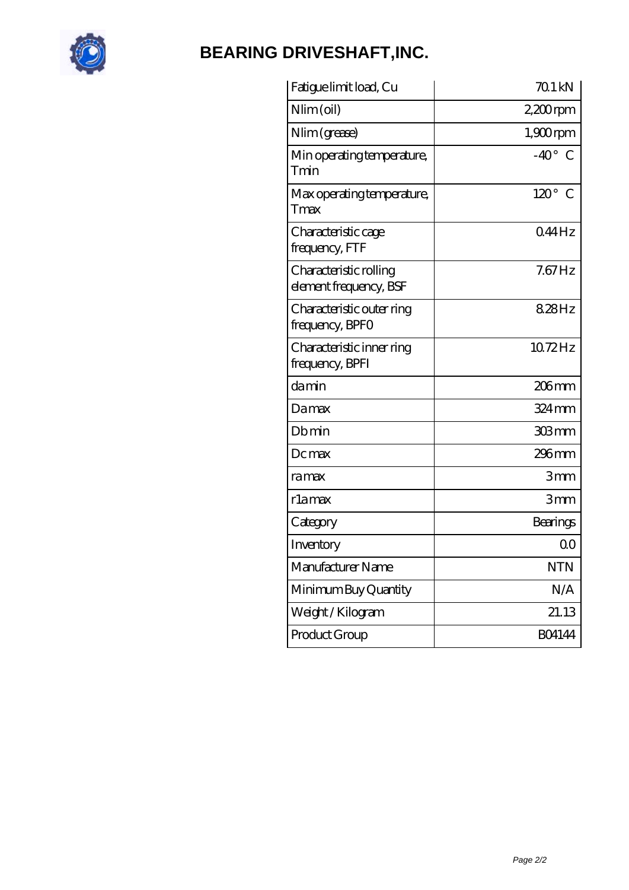# BEARING DRIVESHAFT,INC.

| | |
|---|---|
| Fatigue limit load, Cu | 70.1 kN |
| Nlim (oil) | 2,200 rpm |
| Nlim (grease) | 1,900 rpm |
| Min operating temperature, Tmin | -40 ° C |
| Max operating temperature, Tmax | 120 ° C |
| Characteristic cage frequency, FTF | 0.44 Hz |
| Characteristic rolling element frequency, BSF | 7.67 Hz |
| Characteristic outer ring frequency, BPF0 | 8.28 Hz |
| Characteristic inner ring frequency, BPFI | 10.72 Hz |
| da min | 206 mm |
| Da max | 324 mm |
| Db min | 303 mm |
| Dc max | 296 mm |
| ra max | 3 mm |
| r1a max | 3 mm |
| Category | Bearings |
| Inventory | 0.0 |
| Manufacturer Name | NTN |
| Minimum Buy Quantity | N/A |
| Weight / Kilogram | 21.13 |
| Product Group | B04144 |